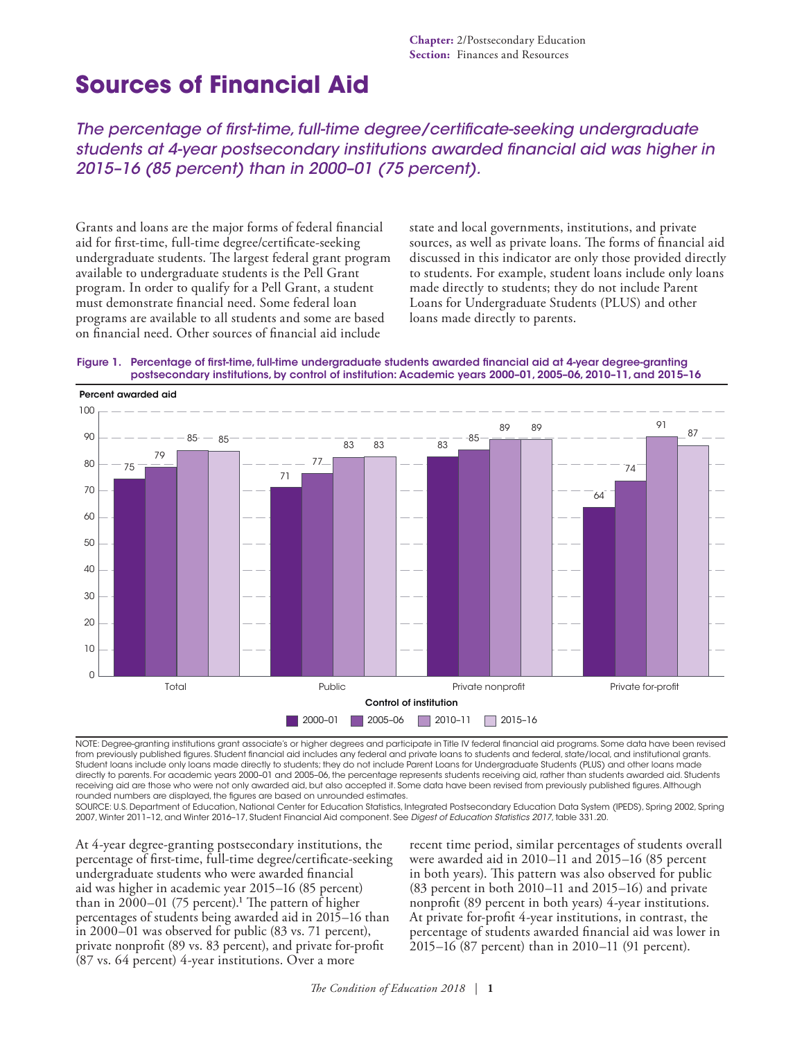Chapter: 2/Postsecondary Education
Section: Finances and Resources

# Sources of Financial Aid

*The percentage of first-time, full-time degree/certificate-seeking undergraduate students at 4-year postsecondary institutions awarded financial aid was higher in 2015–16 (85 percent) than in 2000–01 (75 percent).*

Grants and loans are the major forms of federal financial aid for first-time, full-time degree/certificate-seeking undergraduate students. The largest federal grant program available to undergraduate students is the Pell Grant program. In order to qualify for a Pell Grant, a student must demonstrate financial need. Some federal loan programs are available to all students and some are based on financial need. Other sources of financial aid include state and local governments, institutions, and private sources, as well as private loans. The forms of financial aid discussed in this indicator are only those provided directly to students. For example, student loans include only loans made directly to students; they do not include Parent Loans for Undergraduate Students (PLUS) and other loans made directly to parents.

**Figure 1. Percentage of first-time, full-time undergraduate students awarded financial aid at 4-year degree-granting postsecondary institutions, by control of institution: Academic years 2000–01, 2005–06, 2010–11, and 2015–16**

| Control of institution | 2000–01 | 2005–06 | 2010–11 | 2015–16 |
|---|---|---|---|---|
| Total | 75 | 79 | 85 | 85 |
| Public | 71 | 77 | 83 | 83 |
| Private nonprofit | 83 | 85 | 89 | 89 |
| Private for-profit | 64 | 74 | 91 | 87 |

NOTE: Degree-granting institutions grant associate's or higher degrees and participate in Title IV federal financial aid programs. Some data have been revised from previously published figures. Student financial aid includes any federal and private loans to students and federal, state/local, and institutional grants. Student loans include only loans made directly to students; they do not include Parent Loans for Undergraduate Students (PLUS) and other loans made directly to parents. For academic years 2000–01 and 2005–06, the percentage represents students receiving aid, rather than students awarded aid. Students receiving aid are those who were not only awarded aid, but also accepted it. Some data have been revised from previously published figures. Although rounded numbers are displayed, the figures are based on unrounded estimates.
SOURCE: U.S. Department of Education, National Center for Education Statistics, Integrated Postsecondary Education Data System (IPEDS), Spring 2002, Spring 2007, Winter 2011–12, and Winter 2016–17, Student Financial Aid component. See *Digest of Education Statistics 2017*, table 331.20.

At 4-year degree-granting postsecondary institutions, the percentage of first-time, full-time degree/certificate-seeking undergraduate students who were awarded financial aid was higher in academic year 2015–16 (85 percent) than in 2000–01 (75 percent).[1] The pattern of higher percentages of students being awarded aid in 2015–16 than in 2000–01 was observed for public (83 vs. 71 percent), private nonprofit (89 vs. 83 percent), and private for-profit (87 vs. 64 percent) 4-year institutions. Over a more recent time period, similar percentages of students overall were awarded aid in 2010–11 and 2015–16 (85 percent in both years). This pattern was also observed for public (83 percent in both 2010–11 and 2015–16) and private nonprofit (89 percent in both years) 4-year institutions. At private for-profit 4-year institutions, in contrast, the percentage of students awarded financial aid was lower in 2015–16 (87 percent) than in 2010–11 (91 percent).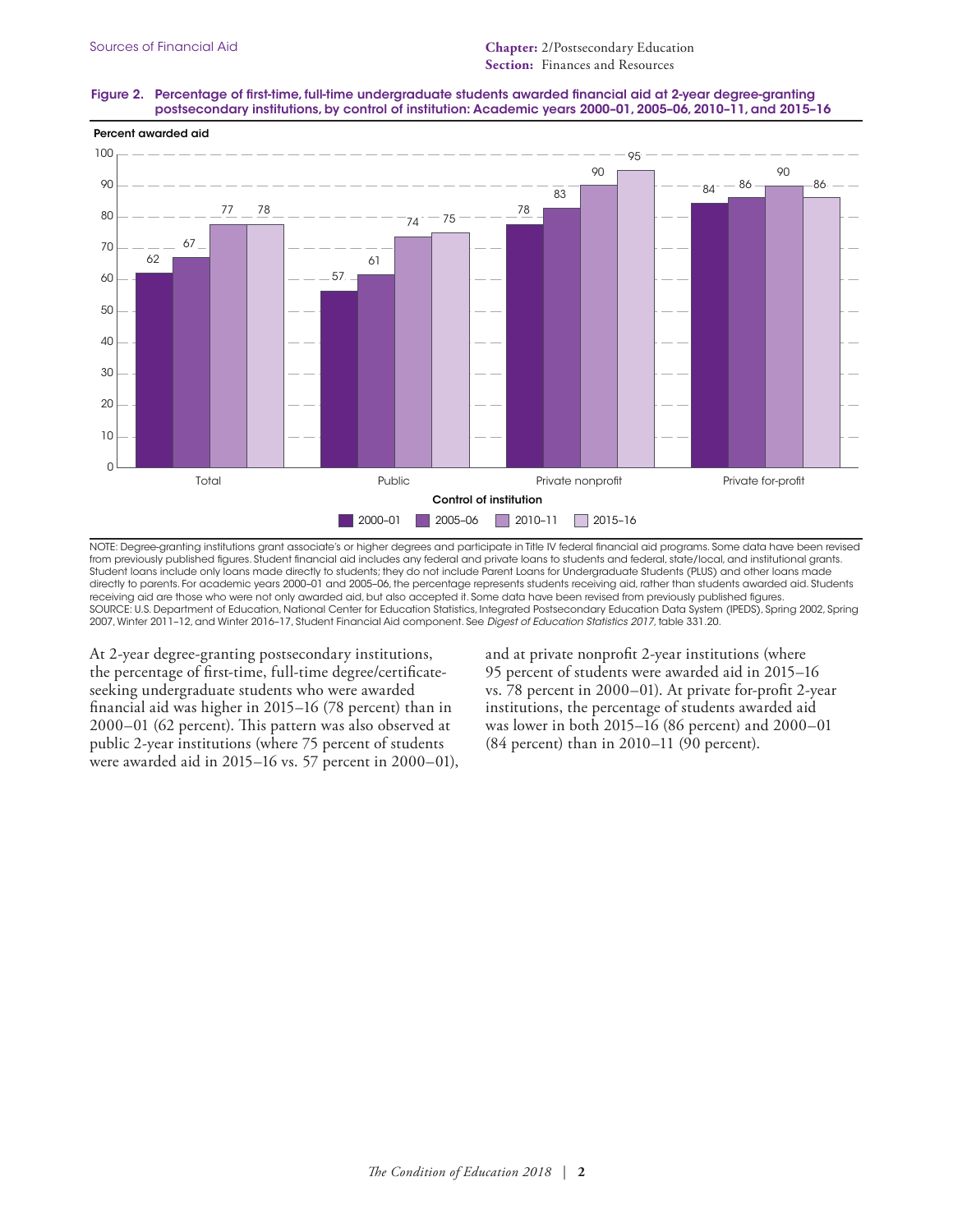**Figure 2. Percentage of first-time, full-time undergraduate students awarded financial aid at 2-year degree-granting postsecondary institutions, by control of institution: Academic years 2000–01, 2005–06, 2010–11, and 2015–16**

| Control of institution | 2000–01 | 2005–06 | 2010–11 | 2015–16 |
|---|---|---|---|---|
| Total | 62 | 67 | 77 | 78 |
| Public | 57 | 61 | 74 | 75 |
| Private nonprofit | 78 | 83 | 90 | 95 |
| Private for-profit | 84 | 86 | 90 | 86 |

NOTE: Degree-granting institutions grant associate's or higher degrees and participate in Title IV federal financial aid programs. Some data have been revised from previously published figures. Student financial aid includes any federal and private loans to students and federal, state/local, and institutional grants. Student loans include only loans made directly to students; they do not include Parent Loans for Undergraduate Students (PLUS) and other loans made directly to parents. For academic years 2000–01 and 2005–06, the percentage represents students receiving aid, rather than students awarded aid. Students receiving aid are those who were not only awarded aid, but also accepted it. Some data have been revised from previously published figures.
SOURCE: U.S. Department of Education, National Center for Education Statistics, Integrated Postsecondary Education Data System (IPEDS), Spring 2002, Spring 2007, Winter 2011–12, and Winter 2016–17, Student Financial Aid component. See *Digest of Education Statistics 2017*, table 331.20.

At 2-year degree-granting postsecondary institutions, the percentage of first-time, full-time degree/certificate-seeking undergraduate students who were awarded financial aid was higher in 2015–16 (78 percent) than in 2000–01 (62 percent). This pattern was also observed at public 2-year institutions (where 75 percent of students were awarded aid in 2015–16 vs. 57 percent in 2000–01), and at private nonprofit 2-year institutions (where 95 percent of students were awarded aid in 2015–16 vs. 78 percent in 2000–01). At private for-profit 2-year institutions, the percentage of students awarded aid was lower in both 2015–16 (86 percent) and 2000–01 (84 percent) than in 2010–11 (90 percent).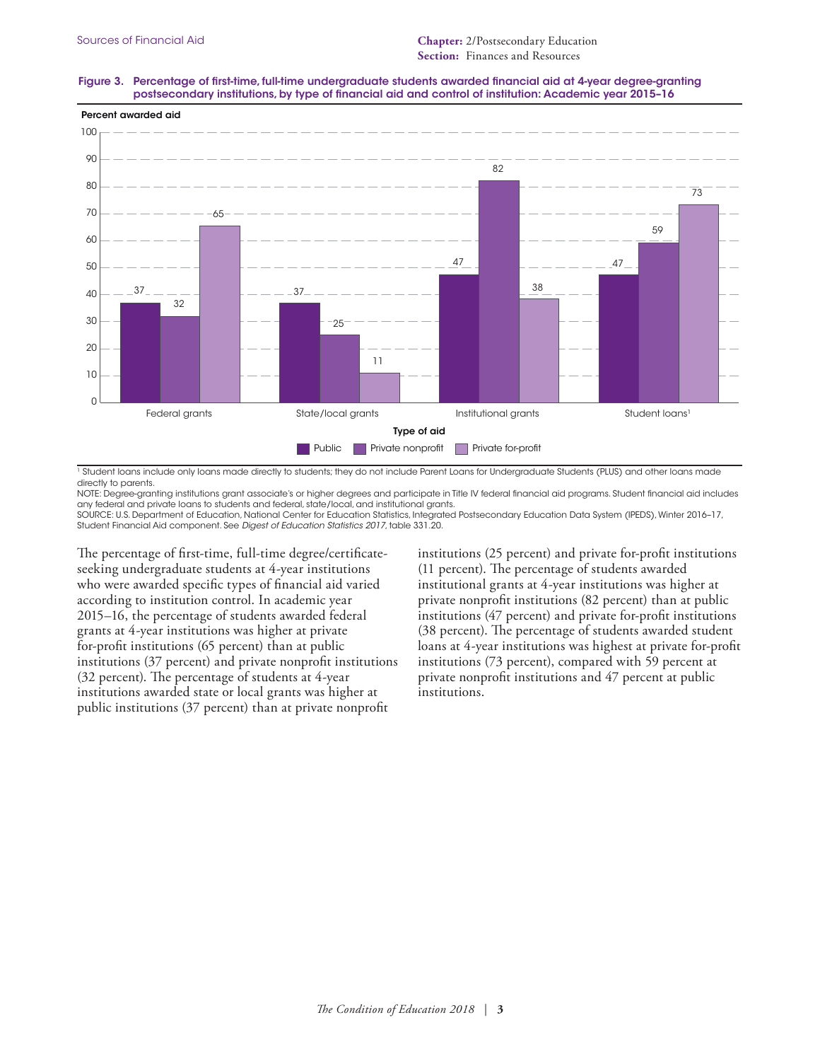**Figure 3. Percentage of first-time, full-time undergraduate students awarded financial aid at 4-year degree-granting postsecondary institutions, by type of financial aid and control of institution: Academic year 2015–16**

| Type of aid | Public | Private nonprofit | Private for-profit |
| --- | --- | --- | --- |
| Federal grants | 37 | 32 | 65 |
| State/local grants | 37 | 25 | 11 |
| Institutional grants | 47 | 82 | 38 |
| Student loans[1] | 47 | 59 | 73 |

[1] Student loans include only loans made directly to students; they do not include Parent Loans for Undergraduate Students (PLUS) and other loans made directly to parents.

NOTE: Degree-granting institutions grant associate's or higher degrees and participate in Title IV federal financial aid programs. Student financial aid includes any federal and private loans to students and federal, state/local, and institutional grants.

SOURCE: U.S. Department of Education, National Center for Education Statistics, Integrated Postsecondary Education Data System (IPEDS), Winter 2016–17, Student Financial Aid component. See *Digest of Education Statistics 2017*, table 331.20.

The percentage of first-time, full-time degree/certificate-seeking undergraduate students at 4-year institutions who were awarded specific types of financial aid varied according to institution control. In academic year 2015–16, the percentage of students awarded federal grants at 4-year institutions was higher at private for-profit institutions (65 percent) than at public institutions (37 percent) and private nonprofit institutions (32 percent). The percentage of students at 4-year institutions awarded state or local grants was higher at public institutions (37 percent) than at private nonprofit institutions (25 percent) and private for-profit institutions (11 percent). The percentage of students awarded institutional grants at 4-year institutions was higher at private nonprofit institutions (82 percent) than at public institutions (47 percent) and private for-profit institutions (38 percent). The percentage of students awarded student loans at 4-year institutions was highest at private for-profit institutions (73 percent), compared with 59 percent at private nonprofit institutions and 47 percent at public institutions.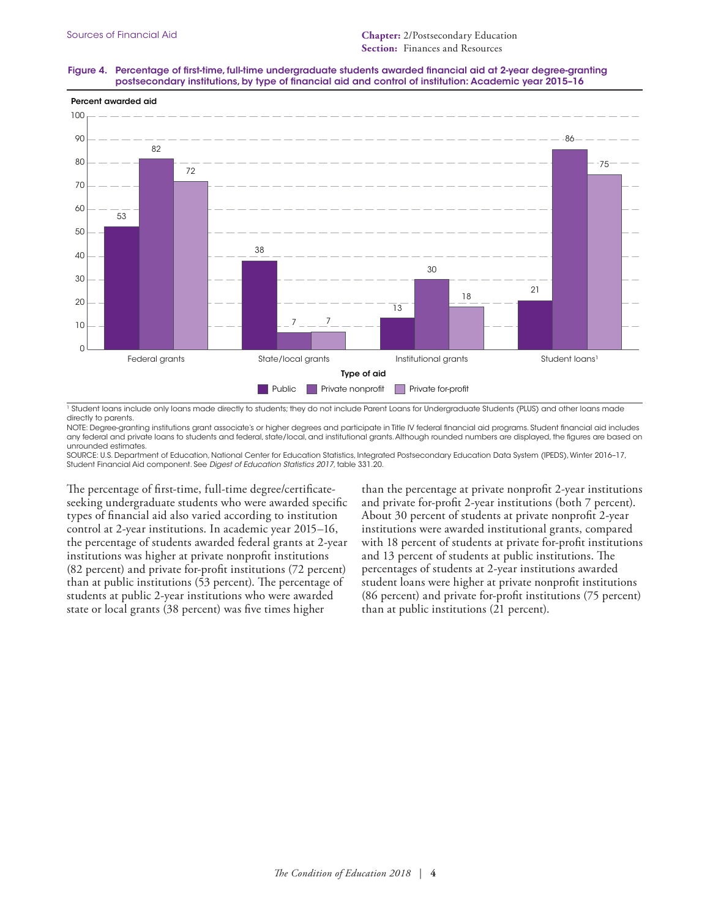**Figure 4. Percentage of first-time, full-time undergraduate students awarded financial aid at 2-year degree-granting postsecondary institutions, by type of financial aid and control of institution: Academic year 2015–16**

| Type of aid | Public | Private nonprofit | Private for-profit |
|---|---|---|---|
| Federal grants | 53 | 82 | 72 |
| State/local grants | 38 | 7 | 7 |
| Institutional grants | 13 | 30 | 18 |
| Student loans[1] | 21 | 86 | 75 |

[1] Student loans include only loans made directly to students; they do not include Parent Loans for Undergraduate Students (PLUS) and other loans made directly to parents.

NOTE: Degree-granting institutions grant associate's or higher degrees and participate in Title IV federal financial aid programs. Student financial aid includes any federal and private loans to students and federal, state/local, and institutional grants. Although rounded numbers are displayed, the figures are based on unrounded estimates.

SOURCE: U.S. Department of Education, National Center for Education Statistics, Integrated Postsecondary Education Data System (IPEDS), Winter 2016–17, Student Financial Aid component. See *Digest of Education Statistics 2017*, table 331.20.

The percentage of first-time, full-time degree/certificate-seeking undergraduate students who were awarded specific types of financial aid also varied according to institution control at 2-year institutions. In academic year 2015–16, the percentage of students awarded federal grants at 2-year institutions was higher at private nonprofit institutions (82 percent) and private for-profit institutions (72 percent) than at public institutions (53 percent). The percentage of students at public 2-year institutions who were awarded state or local grants (38 percent) was five times higher than the percentage at private nonprofit 2-year institutions and private for-profit 2-year institutions (both 7 percent). About 30 percent of students at private nonprofit 2-year institutions were awarded institutional grants, compared with 18 percent of students at private for-profit institutions and 13 percent of students at public institutions. The percentages of students at 2-year institutions awarded student loans were higher at private nonprofit institutions (86 percent) and private for-profit institutions (75 percent) than at public institutions (21 percent).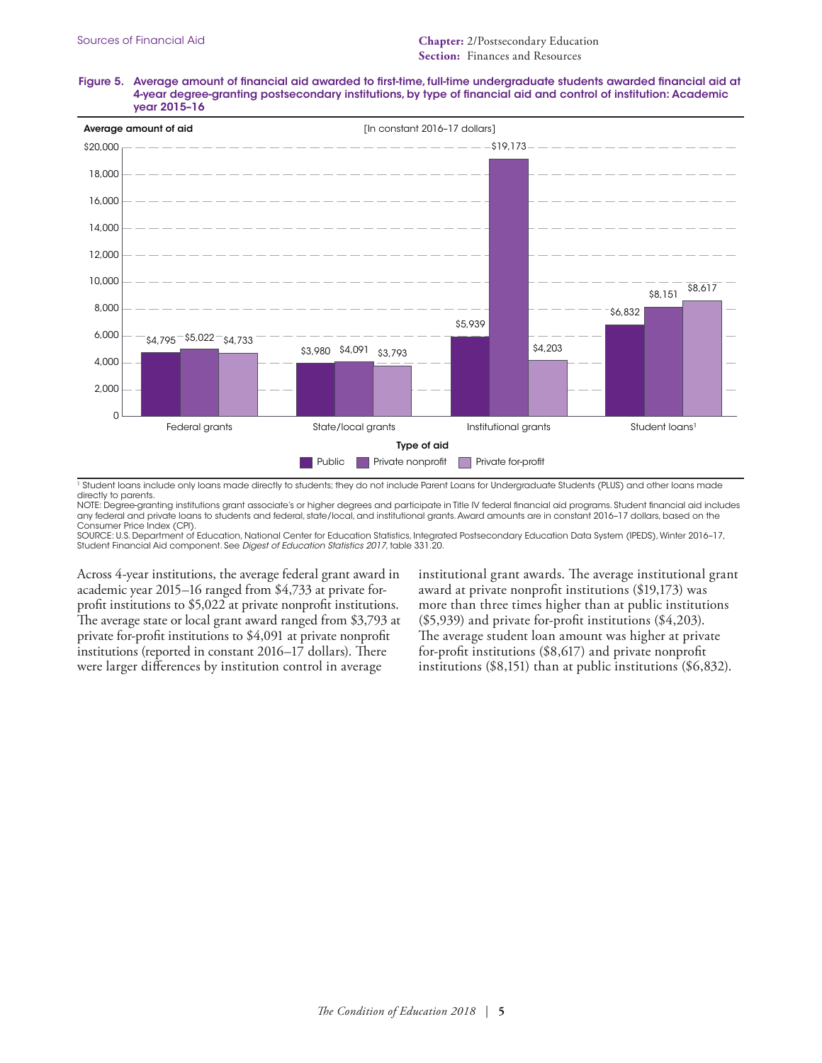**Figure 5. Average amount of financial aid awarded to first-time, full-time undergraduate students awarded financial aid at 4-year degree-granting postsecondary institutions, by type of financial aid and control of institution: Academic year 2015–16**

[In constant 2016–17 dollars]

| Type of aid | Public | Private nonprofit | Private for-profit |
| --- | --- | --- | --- |
| Federal grants | $4,795 | $5,022 | $4,733 |
| State/local grants | $3,980 | $4,091 | $3,793 |
| Institutional grants | $5,939 | $19,173 | $4,203 |
| Student loans[1] | $6,832 | $8,151 | $8,617 |

[1] Student loans include only loans made directly to students; they do not include Parent Loans for Undergraduate Students (PLUS) and other loans made directly to parents.

NOTE: Degree-granting institutions grant associate's or higher degrees and participate in Title IV federal financial aid programs. Student financial aid includes any federal and private loans to students and federal, state/local, and institutional grants. Award amounts are in constant 2016–17 dollars, based on the Consumer Price Index (CPI).

SOURCE: U.S. Department of Education, National Center for Education Statistics, Integrated Postsecondary Education Data System (IPEDS), Winter 2016–17, Student Financial Aid component. See *Digest of Education Statistics 2017*, table 331.20.

Across 4-year institutions, the average federal grant award in academic year 2015–16 ranged from $4,733 at private for-profit institutions to $5,022 at private nonprofit institutions. The average state or local grant award ranged from $3,793 at private for-profit institutions to $4,091 at private nonprofit institutions (reported in constant 2016–17 dollars). There were larger differences by institution control in average institutional grant awards. The average institutional grant award at private nonprofit institutions ($19,173) was more than three times higher than at public institutions ($5,939) and private for-profit institutions ($4,203). The average student loan amount was higher at private for-profit institutions ($8,617) and private nonprofit institutions ($8,151) than at public institutions ($6,832).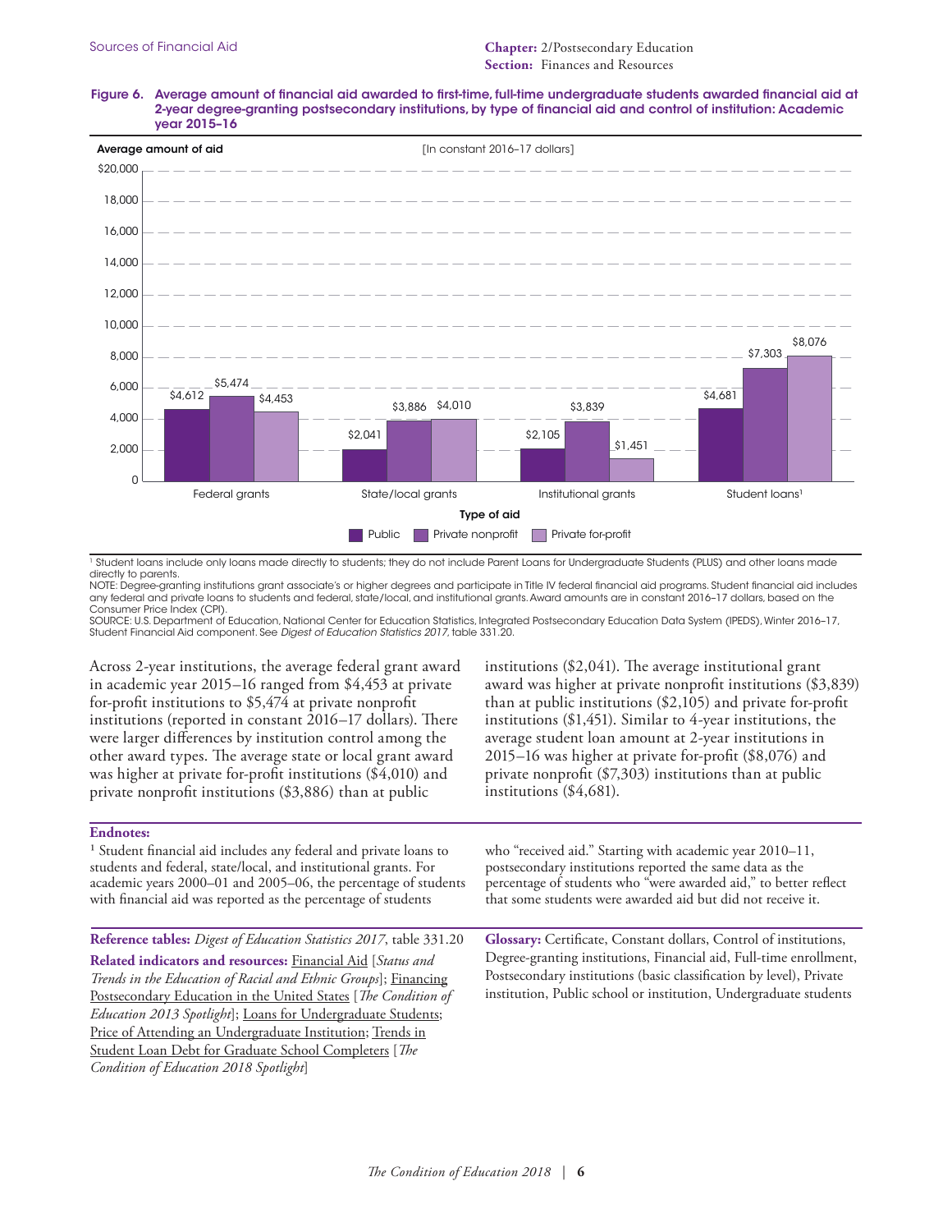**Figure 6. Average amount of financial aid awarded to first-time, full-time undergraduate students awarded financial aid at 2-year degree-granting postsecondary institutions, by type of financial aid and control of institution: Academic year 2015–16**

Average amount of aid

[In constant 2016–17 dollars]

$20,000
18,000
16,000
14,000
12,000
10,000
8,000
6,000
4,000
2,000
0

$4,612
$5,474
$4,453
$2,041
$3,886
$4,010
$2,105
$3,839
$1,451
$4,681
$7,303
$8,076

Federal grants
State/local grants
Institutional grants
Student loans[1]

Type of aid

Public
Private nonprofit
Private for-profit

[1] Student loans include only loans made directly to students; they do not include Parent Loans for Undergraduate Students (PLUS) and other loans made directly to parents.

NOTE: Degree-granting institutions grant associate's or higher degrees and participate in Title IV federal financial aid programs. Student financial aid includes any federal and private loans to students and federal, state/local, and institutional grants. Award amounts are in constant 2016–17 dollars, based on the Consumer Price Index (CPI).

SOURCE: U.S. Department of Education, National Center for Education Statistics, Integrated Postsecondary Education Data System (IPEDS), Winter 2016–17, Student Financial Aid component. See *Digest of Education Statistics 2017*, table 331.20.

Across 2-year institutions, the average federal grant award in academic year 2015–16 ranged from $4,453 at private for-profit institutions to $5,474 at private nonprofit institutions (reported in constant 2016–17 dollars). There were larger differences by institution control among the other award types. The average state or local grant award was higher at private for-profit institutions ($4,010) and private nonprofit institutions ($3,886) than at public institutions ($2,041). The average institutional grant award was higher at private nonprofit institutions ($3,839) than at public institutions ($2,105) and private for-profit institutions ($1,451). Similar to 4-year institutions, the average student loan amount at 2-year institutions in 2015–16 was higher at private for-profit ($8,076) and private nonprofit ($7,303) institutions than at public institutions ($4,681).

**Endnotes:**

[1] Student financial aid includes any federal and private loans to students and federal, state/local, and institutional grants. For academic years 2000–01 and 2005–06, the percentage of students with financial aid was reported as the percentage of students who "received aid." Starting with academic year 2010–11, postsecondary institutions reported the same data as the percentage of students who "were awarded aid," to better reflect that some students were awarded aid but did not receive it.

**Reference tables:** *Digest of Education Statistics 2017*, table 331.20

**Related indicators and resources:** Financial Aid [*Status and Trends in the Education of Racial and Ethnic Groups*]; Financing Postsecondary Education in the United States [*The Condition of Education 2013 Spotlight*]; Loans for Undergraduate Students; Price of Attending an Undergraduate Institution; Trends in Student Loan Debt for Graduate School Completers [*The Condition of Education 2018 Spotlight*]

**Glossary:** Certificate, Constant dollars, Control of institutions, Degree-granting institutions, Financial aid, Full-time enrollment, Postsecondary institutions (basic classification by level), Private institution, Public school or institution, Undergraduate students